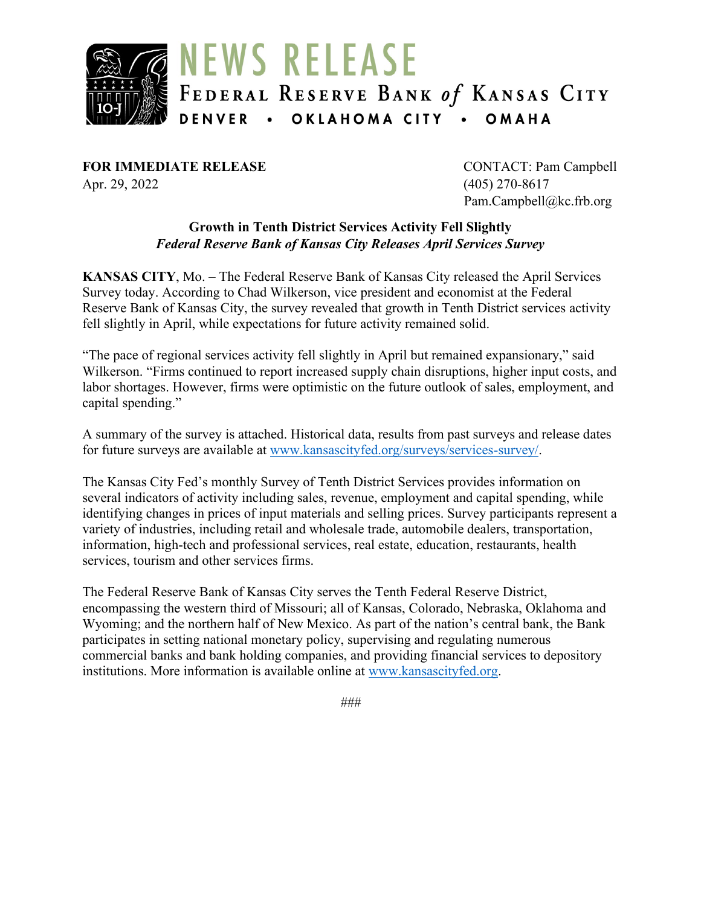# NEWS RELEASE

**FEDERAL RESERVE BANK of KANSAS CITY**

DENVER • OKLAHOMA CITY • OMAHA

**FOR IMMEDIATE RELEASE**
Apr. 29, 2022

CONTACT: Pam Campbell
(405) 270-8617
Pam.Campbell@kc.frb.org

## Growth in Tenth District Services Activity Fell Slightly

### *Federal Reserve Bank of Kansas City Releases April Services Survey*

**KANSAS CITY**, Mo. – The Federal Reserve Bank of Kansas City released the April Services Survey today. According to Chad Wilkerson, vice president and economist at the Federal Reserve Bank of Kansas City, the survey revealed that growth in Tenth District services activity fell slightly in April, while expectations for future activity remained solid.

"The pace of regional services activity fell slightly in April but remained expansionary," said Wilkerson. "Firms continued to report increased supply chain disruptions, higher input costs, and labor shortages. However, firms were optimistic on the future outlook of sales, employment, and capital spending."

A summary of the survey is attached. Historical data, results from past surveys and release dates for future surveys are available at www.kansascityfed.org/surveys/services-survey/.

The Kansas City Fed's monthly Survey of Tenth District Services provides information on several indicators of activity including sales, revenue, employment and capital spending, while identifying changes in prices of input materials and selling prices. Survey participants represent a variety of industries, including retail and wholesale trade, automobile dealers, transportation, information, high-tech and professional services, real estate, education, restaurants, health services, tourism and other services firms.

The Federal Reserve Bank of Kansas City serves the Tenth Federal Reserve District, encompassing the western third of Missouri; all of Kansas, Colorado, Nebraska, Oklahoma and Wyoming; and the northern half of New Mexico. As part of the nation's central bank, the Bank participates in setting national monetary policy, supervising and regulating numerous commercial banks and bank holding companies, and providing financial services to depository institutions. More information is available online at www.kansascityfed.org.

###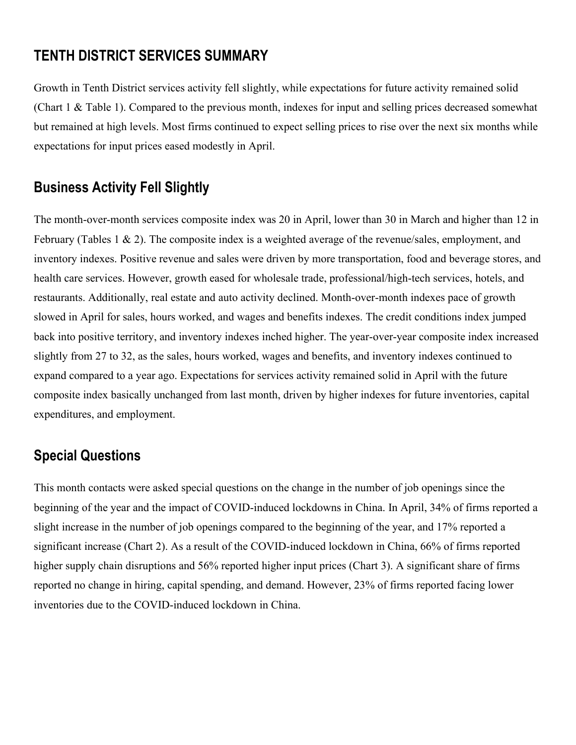## TENTH DISTRICT SERVICES SUMMARY

Growth in Tenth District services activity fell slightly, while expectations for future activity remained solid (Chart 1 & Table 1). Compared to the previous month, indexes for input and selling prices decreased somewhat but remained at high levels. Most firms continued to expect selling prices to rise over the next six months while expectations for input prices eased modestly in April.

### Business Activity Fell Slightly

The month-over-month services composite index was 20 in April, lower than 30 in March and higher than 12 in February (Tables 1 & 2). The composite index is a weighted average of the revenue/sales, employment, and inventory indexes. Positive revenue and sales were driven by more transportation, food and beverage stores, and health care services. However, growth eased for wholesale trade, professional/high-tech services, hotels, and restaurants. Additionally, real estate and auto activity declined. Month-over-month indexes pace of growth slowed in April for sales, hours worked, and wages and benefits indexes. The credit conditions index jumped back into positive territory, and inventory indexes inched higher. The year-over-year composite index increased slightly from 27 to 32, as the sales, hours worked, wages and benefits, and inventory indexes continued to expand compared to a year ago. Expectations for services activity remained solid in April with the future composite index basically unchanged from last month, driven by higher indexes for future inventories, capital expenditures, and employment.

### Special Questions

This month contacts were asked special questions on the change in the number of job openings since the beginning of the year and the impact of COVID-induced lockdowns in China. In April, 34% of firms reported a slight increase in the number of job openings compared to the beginning of the year, and 17% reported a significant increase (Chart 2). As a result of the COVID-induced lockdown in China, 66% of firms reported higher supply chain disruptions and 56% reported higher input prices (Chart 3). A significant share of firms reported no change in hiring, capital spending, and demand. However, 23% of firms reported facing lower inventories due to the COVID-induced lockdown in China.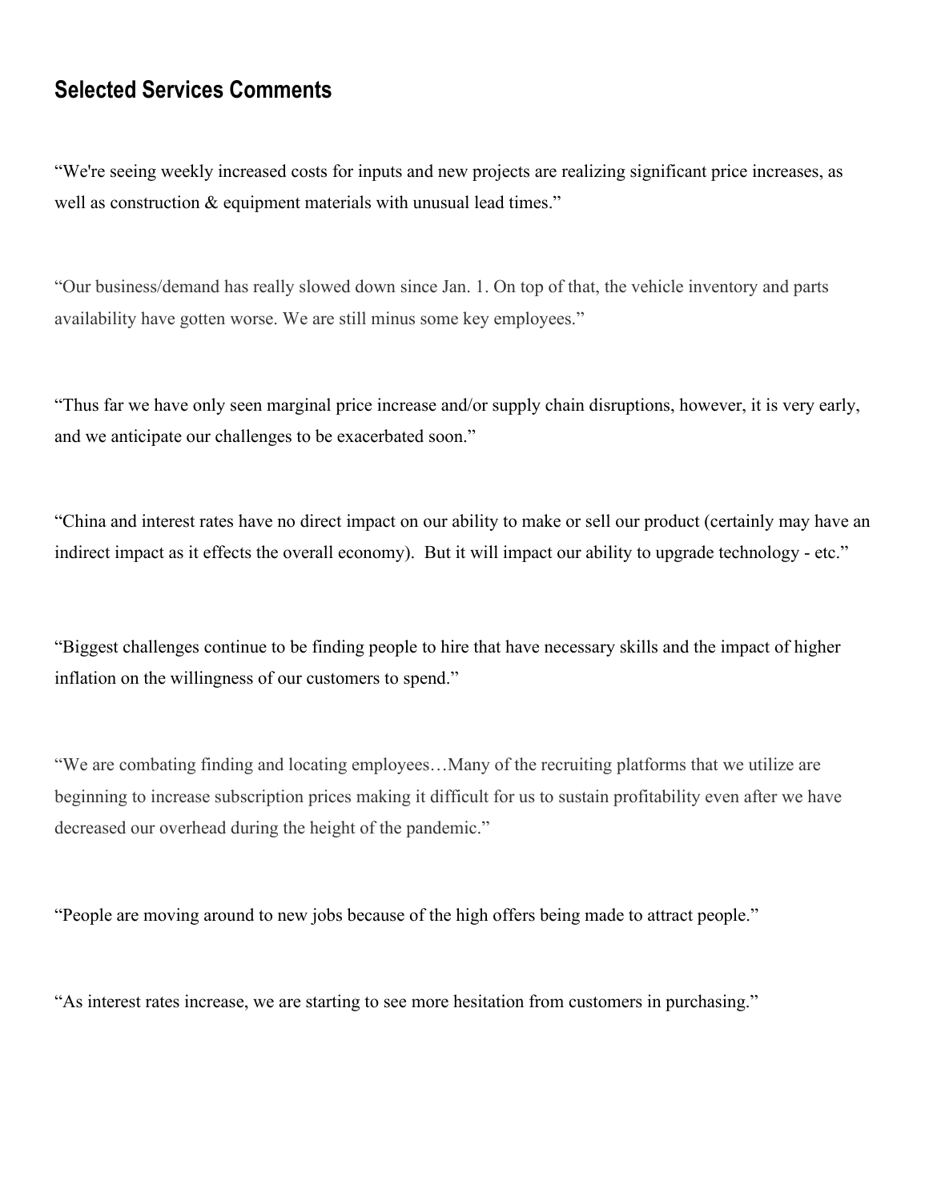## Selected Services Comments

“We're seeing weekly increased costs for inputs and new projects are realizing significant price increases, as well as construction & equipment materials with unusual lead times.”

“Our business/demand has really slowed down since Jan. 1. On top of that, the vehicle inventory and parts availability have gotten worse. We are still minus some key employees.”

“Thus far we have only seen marginal price increase and/or supply chain disruptions, however, it is very early, and we anticipate our challenges to be exacerbated soon.”

“China and interest rates have no direct impact on our ability to make or sell our product (certainly may have an indirect impact as it effects the overall economy). But it will impact our ability to upgrade technology - etc.”

“Biggest challenges continue to be finding people to hire that have necessary skills and the impact of higher inflation on the willingness of our customers to spend.”

“We are combating finding and locating employees…Many of the recruiting platforms that we utilize are beginning to increase subscription prices making it difficult for us to sustain profitability even after we have decreased our overhead during the height of the pandemic.”

“People are moving around to new jobs because of the high offers being made to attract people.”

“As interest rates increase, we are starting to see more hesitation from customers in purchasing.”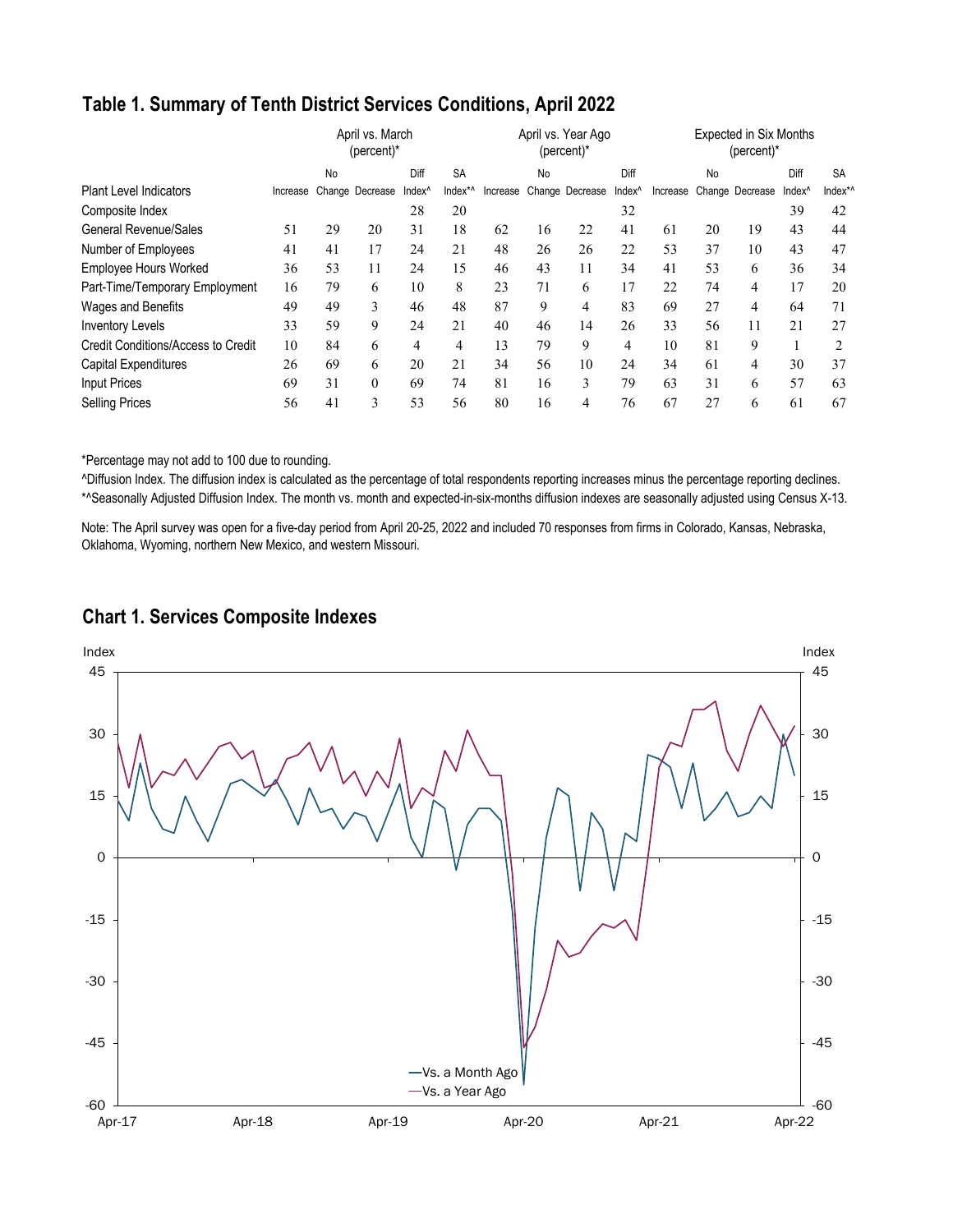## Table 1. Summary of Tenth District Services Conditions, April 2022

| | April vs. March (percent)* | | | | | April vs. Year Ago (percent)* | | | | Expected in Six Months (percent)* | | | | |
|---|---|---|---|---|---|---|---|---|---|---|---|---|---|---|
| Plant Level Indicators | Increase | No Change | Decrease | Diff Index^ | SA Index*^ | Increase | No Change | Decrease | Diff Index^ | Increase | No Change | Decrease | Diff Index^ | SA Index*^ |
| Composite Index | | | | 28 | 20 | | | | 32 | | | | 39 | 42 |
| General Revenue/Sales | 51 | 29 | 20 | 31 | 18 | 62 | 16 | 22 | 41 | 61 | 20 | 19 | 43 | 44 |
| Number of Employees | 41 | 41 | 17 | 24 | 21 | 48 | 26 | 26 | 22 | 53 | 37 | 10 | 43 | 47 |
| Employee Hours Worked | 36 | 53 | 11 | 24 | 15 | 46 | 43 | 11 | 34 | 41 | 53 | 6 | 36 | 34 |
| Part-Time/Temporary Employment | 16 | 79 | 6 | 10 | 8 | 23 | 71 | 6 | 17 | 22 | 74 | 4 | 17 | 20 |
| Wages and Benefits | 49 | 49 | 3 | 46 | 48 | 87 | 9 | 4 | 83 | 69 | 27 | 4 | 64 | 71 |
| Inventory Levels | 33 | 59 | 9 | 24 | 21 | 40 | 46 | 14 | 26 | 33 | 56 | 11 | 21 | 27 |
| Credit Conditions/Access to Credit | 10 | 84 | 6 | 4 | 4 | 13 | 79 | 9 | 4 | 10 | 81 | 9 | 1 | 2 |
| Capital Expenditures | 26 | 69 | 6 | 20 | 21 | 34 | 56 | 10 | 24 | 34 | 61 | 4 | 30 | 37 |
| Input Prices | 69 | 31 | 0 | 69 | 74 | 81 | 16 | 3 | 79 | 63 | 31 | 6 | 57 | 63 |
| Selling Prices | 56 | 41 | 3 | 53 | 56 | 80 | 16 | 4 | 76 | 67 | 27 | 6 | 61 | 67 |

*Percentage may not add to 100 due to rounding.

^Diffusion Index. The diffusion index is calculated as the percentage of total respondents reporting increases minus the percentage reporting declines.

*^Seasonally Adjusted Diffusion Index. The month vs. month and expected-in-six-months diffusion indexes are seasonally adjusted using Census X-13.

Note: The April survey was open for a five-day period from April 20-25, 2022 and included 70 responses from firms in Colorado, Kansas, Nebraska, Oklahoma, Wyoming, northern New Mexico, and western Missouri.

## Chart 1. Services Composite Indexes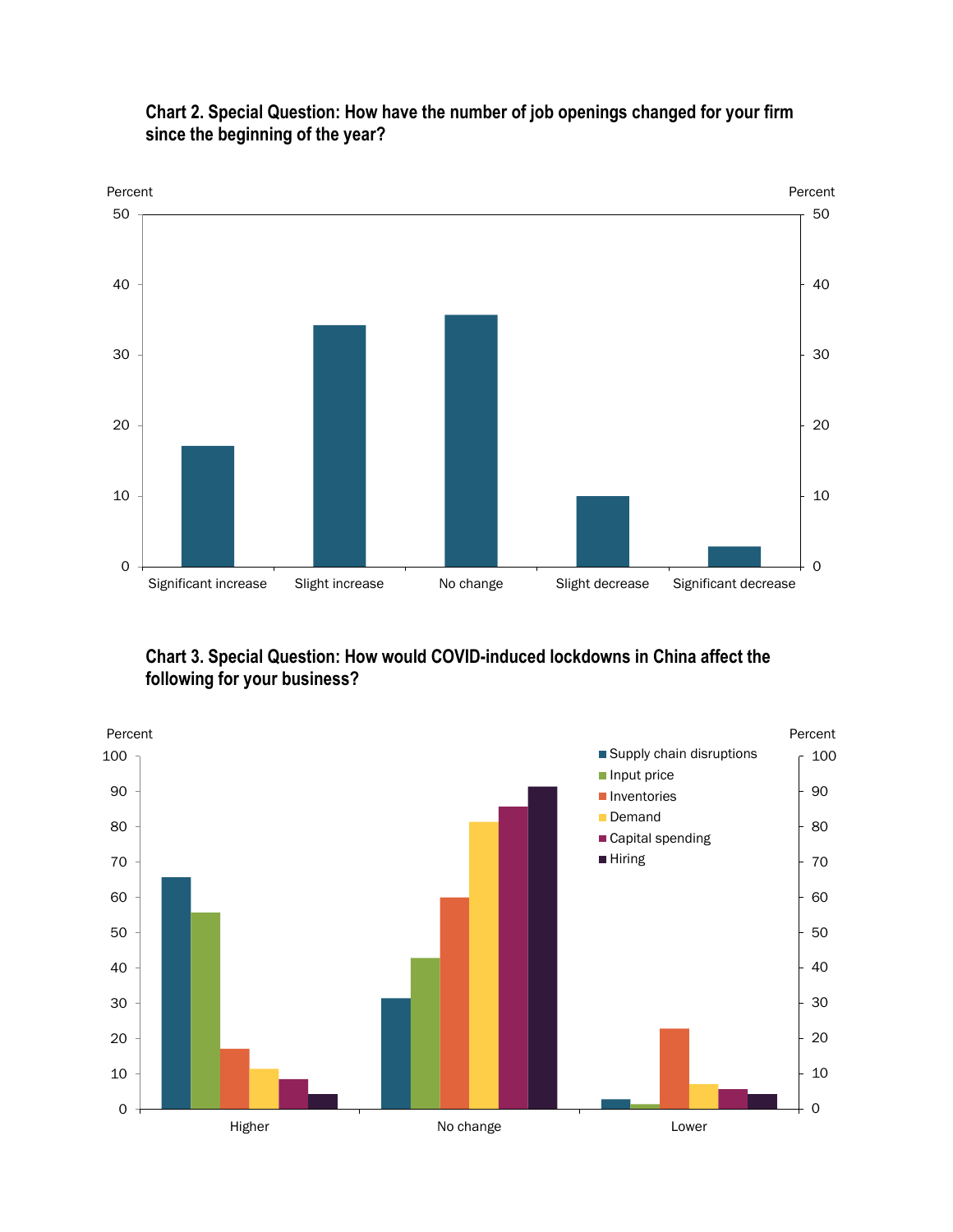**Chart 2. Special Question: How have the number of job openings changed for your firm since the beginning of the year?**

**Chart 3. Special Question: How would COVID-induced lockdowns in China affect the following for your business?**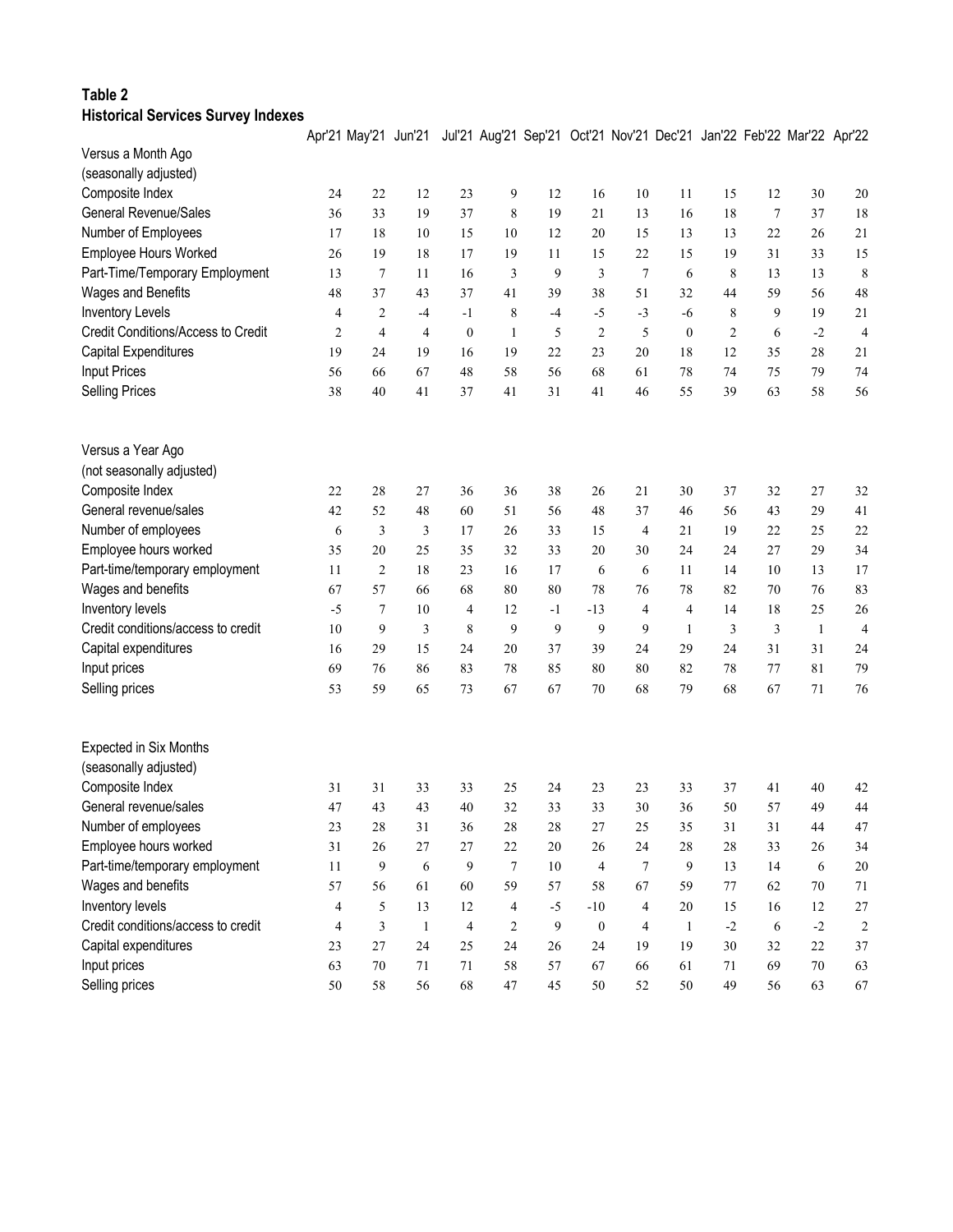**Table 2**
**Historical Services Survey Indexes**

| | Apr'21 | May'21 | Jun'21 | Jul'21 | Aug'21 | Sep'21 | Oct'21 | Nov'21 | Dec'21 | Jan'22 | Feb'22 | Mar'22 | Apr'22 |
|---|---|---|---|---|---|---|---|---|---|---|---|---|---|
| Versus a Month Ago | | | | | | | | | | | | | |
| (seasonally adjusted) | | | | | | | | | | | | | |
| Composite Index | 24 | 22 | 12 | 23 | 9 | 12 | 16 | 10 | 11 | 15 | 12 | 30 | 20 |
| General Revenue/Sales | 36 | 33 | 19 | 37 | 8 | 19 | 21 | 13 | 16 | 18 | 7 | 37 | 18 |
| Number of Employees | 17 | 18 | 10 | 15 | 10 | 12 | 20 | 15 | 13 | 13 | 22 | 26 | 21 |
| Employee Hours Worked | 26 | 19 | 18 | 17 | 19 | 11 | 15 | 22 | 15 | 19 | 31 | 33 | 15 |
| Part-Time/Temporary Employment | 13 | 7 | 11 | 16 | 3 | 9 | 3 | 7 | 6 | 8 | 13 | 13 | 8 |
| Wages and Benefits | 48 | 37 | 43 | 37 | 41 | 39 | 38 | 51 | 32 | 44 | 59 | 56 | 48 |
| Inventory Levels | 4 | 2 | -4 | -1 | 8 | -4 | -5 | -3 | -6 | 8 | 9 | 19 | 21 |
| Credit Conditions/Access to Credit | 2 | 4 | 4 | 0 | 1 | 5 | 2 | 5 | 0 | 2 | 6 | -2 | 4 |
| Capital Expenditures | 19 | 24 | 19 | 16 | 19 | 22 | 23 | 20 | 18 | 12 | 35 | 28 | 21 |
| Input Prices | 56 | 66 | 67 | 48 | 58 | 56 | 68 | 61 | 78 | 74 | 75 | 79 | 74 |
| Selling Prices | 38 | 40 | 41 | 37 | 41 | 31 | 41 | 46 | 55 | 39 | 63 | 58 | 56 |
| Versus a Year Ago | | | | | | | | | | | | | |
| (not seasonally adjusted) | | | | | | | | | | | | | |
| Composite Index | 22 | 28 | 27 | 36 | 36 | 38 | 26 | 21 | 30 | 37 | 32 | 27 | 32 |
| General revenue/sales | 42 | 52 | 48 | 60 | 51 | 56 | 48 | 37 | 46 | 56 | 43 | 29 | 41 |
| Number of employees | 6 | 3 | 3 | 17 | 26 | 33 | 15 | 4 | 21 | 19 | 22 | 25 | 22 |
| Employee hours worked | 35 | 20 | 25 | 35 | 32 | 33 | 20 | 30 | 24 | 24 | 27 | 29 | 34 |
| Part-time/temporary employment | 11 | 2 | 18 | 23 | 16 | 17 | 6 | 6 | 11 | 14 | 10 | 13 | 17 |
| Wages and benefits | 67 | 57 | 66 | 68 | 80 | 80 | 78 | 76 | 78 | 82 | 70 | 76 | 83 |
| Inventory levels | -5 | 7 | 10 | 4 | 12 | -1 | -13 | 4 | 4 | 14 | 18 | 25 | 26 |
| Credit conditions/access to credit | 10 | 9 | 3 | 8 | 9 | 9 | 9 | 9 | 1 | 3 | 3 | 1 | 4 |
| Capital expenditures | 16 | 29 | 15 | 24 | 20 | 37 | 39 | 24 | 29 | 24 | 31 | 31 | 24 |
| Input prices | 69 | 76 | 86 | 83 | 78 | 85 | 80 | 80 | 82 | 78 | 77 | 81 | 79 |
| Selling prices | 53 | 59 | 65 | 73 | 67 | 67 | 70 | 68 | 79 | 68 | 67 | 71 | 76 |
| Expected in Six Months | | | | | | | | | | | | | |
| (seasonally adjusted) | | | | | | | | | | | | | |
| Composite Index | 31 | 31 | 33 | 33 | 25 | 24 | 23 | 23 | 33 | 37 | 41 | 40 | 42 |
| General revenue/sales | 47 | 43 | 43 | 40 | 32 | 33 | 33 | 30 | 36 | 50 | 57 | 49 | 44 |
| Number of employees | 23 | 28 | 31 | 36 | 28 | 28 | 27 | 25 | 35 | 31 | 31 | 44 | 47 |
| Employee hours worked | 31 | 26 | 27 | 27 | 22 | 20 | 26 | 24 | 28 | 28 | 33 | 26 | 34 |
| Part-time/temporary employment | 11 | 9 | 6 | 9 | 7 | 10 | 4 | 7 | 9 | 13 | 14 | 6 | 20 |
| Wages and benefits | 57 | 56 | 61 | 60 | 59 | 57 | 58 | 67 | 59 | 77 | 62 | 70 | 71 |
| Inventory levels | 4 | 5 | 13 | 12 | 4 | -5 | -10 | 4 | 20 | 15 | 16 | 12 | 27 |
| Credit conditions/access to credit | 4 | 3 | 1 | 4 | 2 | 9 | 0 | 4 | 1 | -2 | 6 | -2 | 2 |
| Capital expenditures | 23 | 27 | 24 | 25 | 24 | 26 | 24 | 19 | 19 | 30 | 32 | 22 | 37 |
| Input prices | 63 | 70 | 71 | 71 | 58 | 57 | 67 | 66 | 61 | 71 | 69 | 70 | 63 |
| Selling prices | 50 | 58 | 56 | 68 | 47 | 45 | 50 | 52 | 50 | 49 | 56 | 63 | 67 |